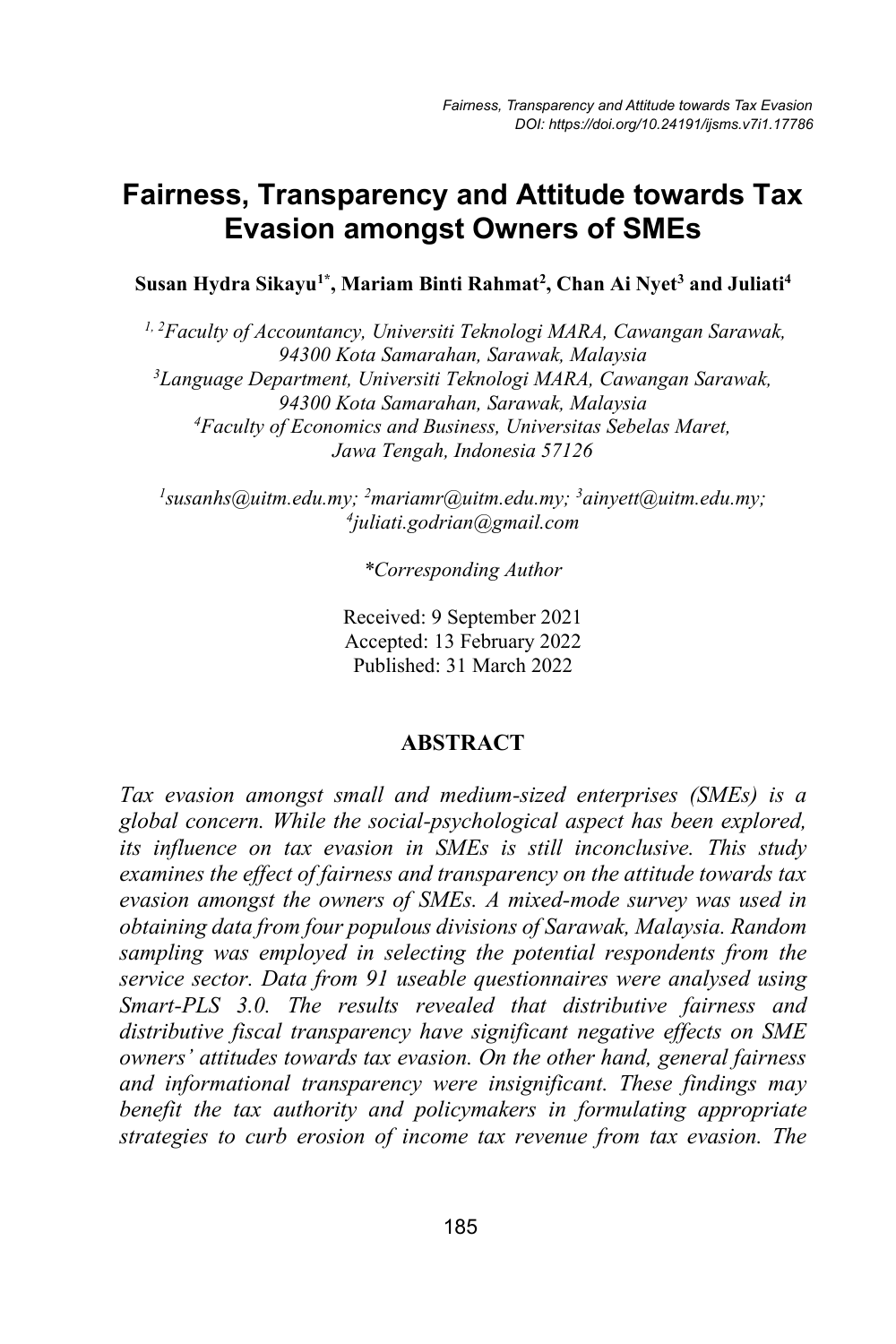# Fairness, Transparency and Attitude towards Tax Evasion amongst Owners of SMEs

**Susan Hydra Sikayu[1*], Mariam Binti Rahmat[2], Chan Ai Nyet[3] and Juliati[4]**

*[1, 2]Faculty of Accountancy, Universiti Teknologi MARA, Cawangan Sarawak, 94300 Kota Samarahan, Sarawak, Malaysia*
*[3]Language Department, Universiti Teknologi MARA, Cawangan Sarawak, 94300 Kota Samarahan, Sarawak, Malaysia*
*[4]Faculty of Economics and Business, Universitas Sebelas Maret, Jawa Tengah, Indonesia 57126*

*[1]susanhs@uitm.edu.my; [2]mariamr@uitm.edu.my; [3]ainyett@uitm.edu.my; [4]juliati.godrian@gmail.com*

**Corresponding Author*

Received: 9 September 2021
Accepted: 13 February 2022
Published: 31 March 2022

## ABSTRACT

*Tax evasion amongst small and medium-sized enterprises (SMEs) is a global concern. While the social-psychological aspect has been explored, its influence on tax evasion in SMEs is still inconclusive. This study examines the effect of fairness and transparency on the attitude towards tax evasion amongst the owners of SMEs. A mixed-mode survey was used in obtaining data from four populous divisions of Sarawak, Malaysia. Random sampling was employed in selecting the potential respondents from the service sector. Data from 91 useable questionnaires were analysed using Smart-PLS 3.0. The results revealed that distributive fairness and distributive fiscal transparency have significant negative effects on SME owners' attitudes towards tax evasion. On the other hand, general fairness and informational transparency were insignificant. These findings may benefit the tax authority and policymakers in formulating appropriate strategies to curb erosion of income tax revenue from tax evasion. The*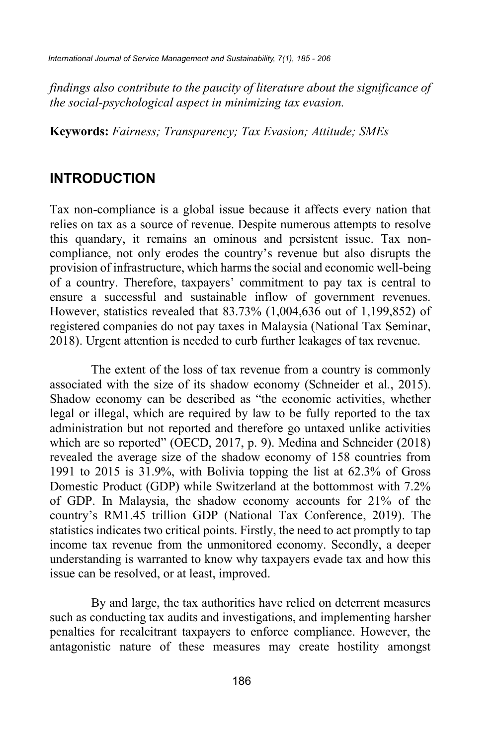*findings also contribute to the paucity of literature about the significance of the social-psychological aspect in minimizing tax evasion.*

**Keywords:** *Fairness; Transparency; Tax Evasion; Attitude; SMEs*

## INTRODUCTION

Tax non-compliance is a global issue because it affects every nation that relies on tax as a source of revenue. Despite numerous attempts to resolve this quandary, it remains an ominous and persistent issue. Tax non-compliance, not only erodes the country's revenue but also disrupts the provision of infrastructure, which harms the social and economic well-being of a country. Therefore, taxpayers' commitment to pay tax is central to ensure a successful and sustainable inflow of government revenues. However, statistics revealed that 83.73% (1,004,636 out of 1,199,852) of registered companies do not pay taxes in Malaysia (National Tax Seminar, 2018). Urgent attention is needed to curb further leakages of tax revenue.

The extent of the loss of tax revenue from a country is commonly associated with the size of its shadow economy (Schneider et al*.*, 2015). Shadow economy can be described as "the economic activities, whether legal or illegal, which are required by law to be fully reported to the tax administration but not reported and therefore go untaxed unlike activities which are so reported" (OECD, 2017, p. 9). Medina and Schneider (2018) revealed the average size of the shadow economy of 158 countries from 1991 to 2015 is 31.9%, with Bolivia topping the list at 62.3% of Gross Domestic Product (GDP) while Switzerland at the bottommost with 7.2% of GDP. In Malaysia, the shadow economy accounts for 21% of the country's RM1.45 trillion GDP (National Tax Conference, 2019). The statistics indicates two critical points. Firstly, the need to act promptly to tap income tax revenue from the unmonitored economy. Secondly, a deeper understanding is warranted to know why taxpayers evade tax and how this issue can be resolved, or at least, improved.

By and large, the tax authorities have relied on deterrent measures such as conducting tax audits and investigations, and implementing harsher penalties for recalcitrant taxpayers to enforce compliance. However, the antagonistic nature of these measures may create hostility amongst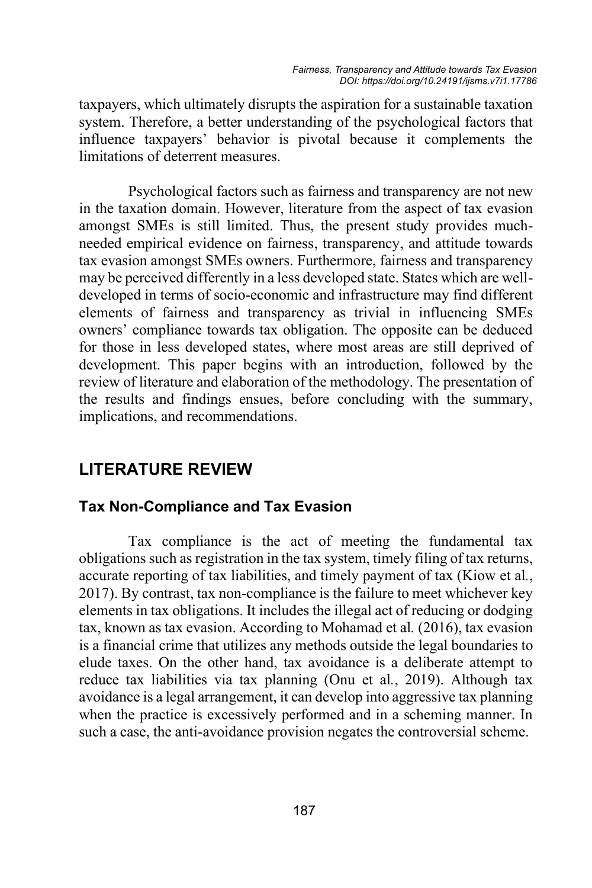taxpayers, which ultimately disrupts the aspiration for a sustainable taxation system. Therefore, a better understanding of the psychological factors that influence taxpayers' behavior is pivotal because it complements the limitations of deterrent measures.

Psychological factors such as fairness and transparency are not new in the taxation domain. However, literature from the aspect of tax evasion amongst SMEs is still limited. Thus, the present study provides much-needed empirical evidence on fairness, transparency, and attitude towards tax evasion amongst SMEs owners. Furthermore, fairness and transparency may be perceived differently in a less developed state. States which are well-developed in terms of socio-economic and infrastructure may find different elements of fairness and transparency as trivial in influencing SMEs owners' compliance towards tax obligation. The opposite can be deduced for those in less developed states, where most areas are still deprived of development. This paper begins with an introduction, followed by the review of literature and elaboration of the methodology. The presentation of the results and findings ensues, before concluding with the summary, implications, and recommendations.

## LITERATURE REVIEW

### Tax Non-Compliance and Tax Evasion

Tax compliance is the act of meeting the fundamental tax obligations such as registration in the tax system, timely filing of tax returns, accurate reporting of tax liabilities, and timely payment of tax (Kiow et al., 2017). By contrast, tax non-compliance is the failure to meet whichever key elements in tax obligations. It includes the illegal act of reducing or dodging tax, known as tax evasion. According to Mohamad et al*.* (2016), tax evasion is a financial crime that utilizes any methods outside the legal boundaries to elude taxes. On the other hand, tax avoidance is a deliberate attempt to reduce tax liabilities via tax planning (Onu et al*.*, 2019). Although tax avoidance is a legal arrangement, it can develop into aggressive tax planning when the practice is excessively performed and in a scheming manner. In such a case, the anti-avoidance provision negates the controversial scheme.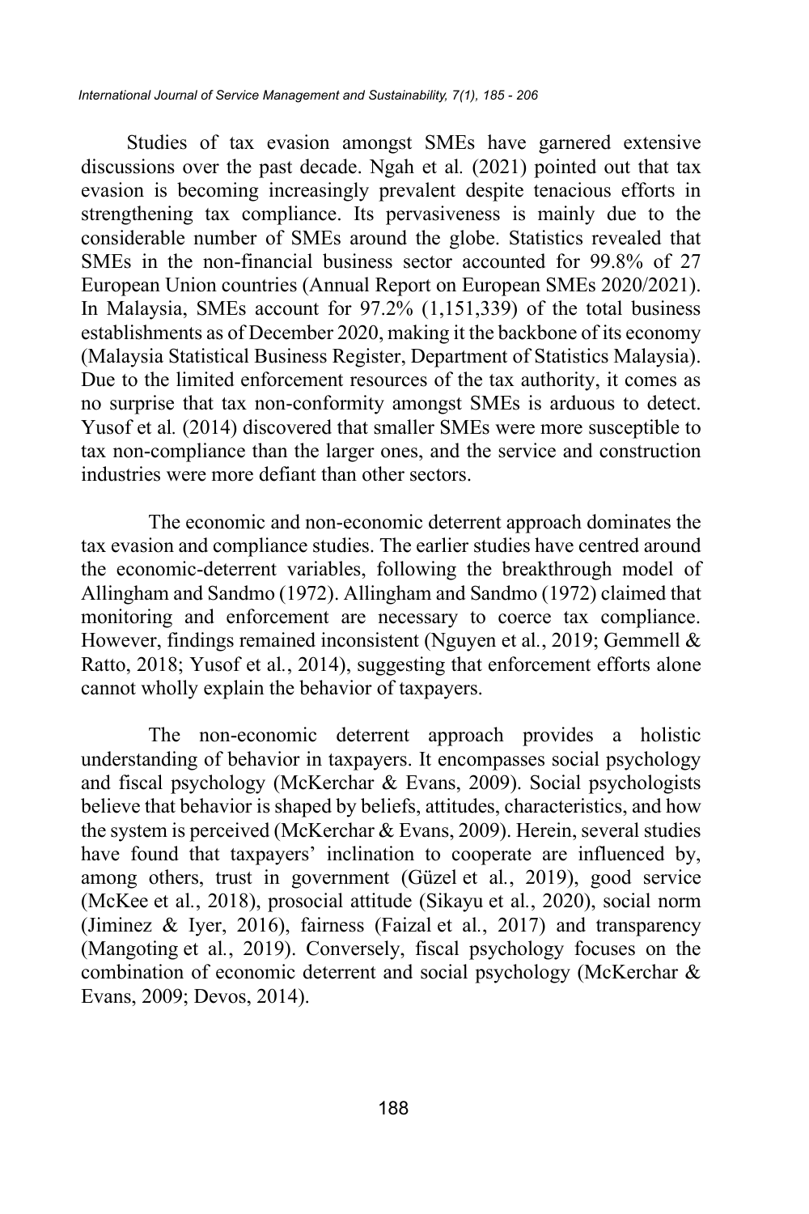Studies of tax evasion amongst SMEs have garnered extensive discussions over the past decade. Ngah et al. (2021) pointed out that tax evasion is becoming increasingly prevalent despite tenacious efforts in strengthening tax compliance. Its pervasiveness is mainly due to the considerable number of SMEs around the globe. Statistics revealed that SMEs in the non-financial business sector accounted for 99.8% of 27 European Union countries (Annual Report on European SMEs 2020/2021). In Malaysia, SMEs account for 97.2% (1,151,339) of the total business establishments as of December 2020, making it the backbone of its economy (Malaysia Statistical Business Register, Department of Statistics Malaysia). Due to the limited enforcement resources of the tax authority, it comes as no surprise that tax non-conformity amongst SMEs is arduous to detect. Yusof et al. (2014) discovered that smaller SMEs were more susceptible to tax non-compliance than the larger ones, and the service and construction industries were more defiant than other sectors.

The economic and non-economic deterrent approach dominates the tax evasion and compliance studies. The earlier studies have centred around the economic-deterrent variables, following the breakthrough model of Allingham and Sandmo (1972). Allingham and Sandmo (1972) claimed that monitoring and enforcement are necessary to coerce tax compliance. However, findings remained inconsistent (Nguyen et al., 2019; Gemmell & Ratto, 2018; Yusof et al., 2014), suggesting that enforcement efforts alone cannot wholly explain the behavior of taxpayers.

The non-economic deterrent approach provides a holistic understanding of behavior in taxpayers. It encompasses social psychology and fiscal psychology (McKerchar & Evans, 2009). Social psychologists believe that behavior is shaped by beliefs, attitudes, characteristics, and how the system is perceived (McKerchar & Evans, 2009). Herein, several studies have found that taxpayers' inclination to cooperate are influenced by, among others, trust in government (Güzel et al., 2019), good service (McKee et al., 2018), prosocial attitude (Sikayu et al., 2020), social norm (Jiminez & Iyer, 2016), fairness (Faizal et al., 2017) and transparency (Mangoting et al., 2019). Conversely, fiscal psychology focuses on the combination of economic deterrent and social psychology (McKerchar & Evans, 2009; Devos, 2014).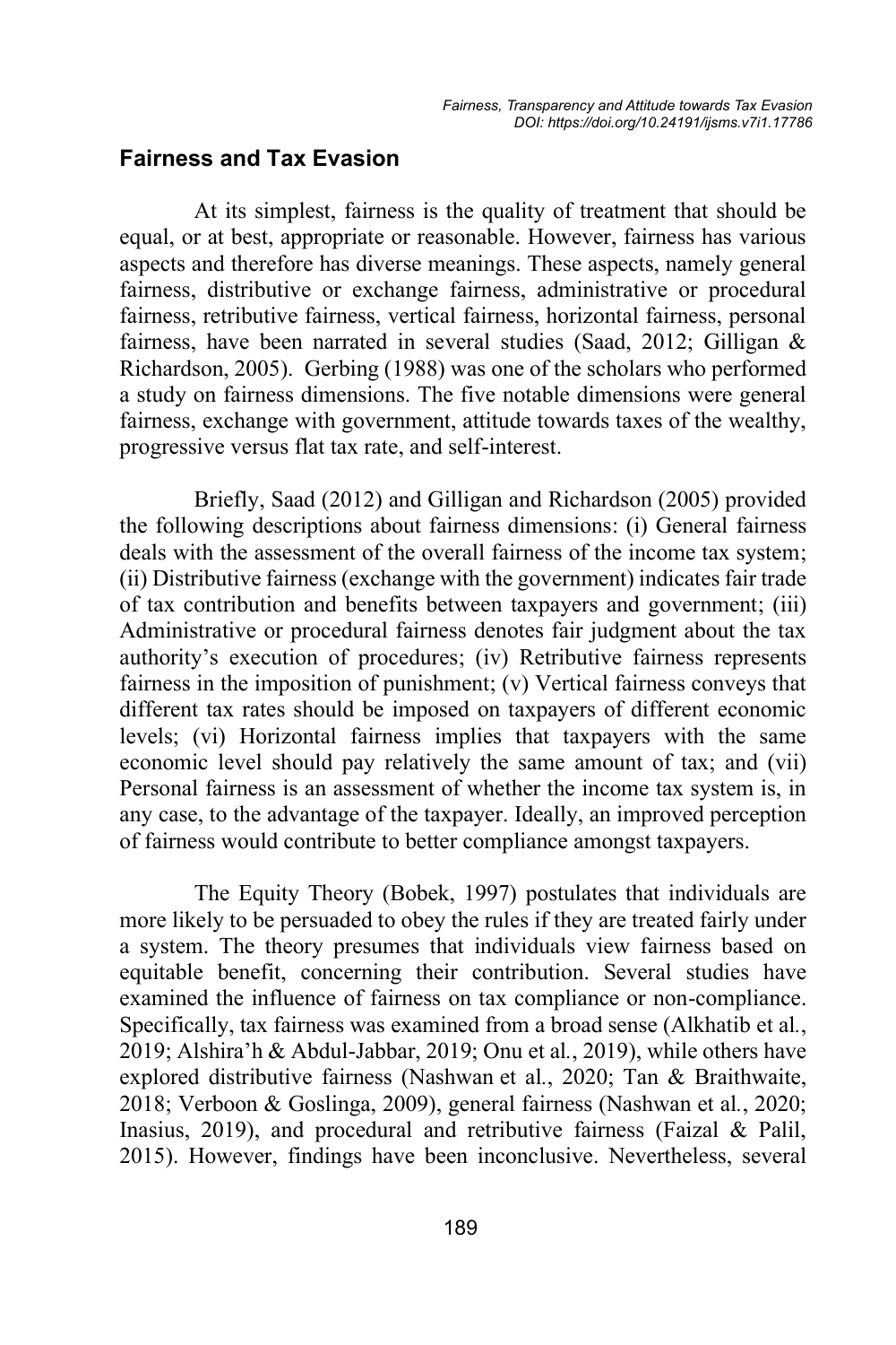## Fairness and Tax Evasion

At its simplest, fairness is the quality of treatment that should be equal, or at best, appropriate or reasonable. However, fairness has various aspects and therefore has diverse meanings. These aspects, namely general fairness, distributive or exchange fairness, administrative or procedural fairness, retributive fairness, vertical fairness, horizontal fairness, personal fairness, have been narrated in several studies (Saad, 2012; Gilligan & Richardson, 2005). Gerbing (1988) was one of the scholars who performed a study on fairness dimensions. The five notable dimensions were general fairness, exchange with government, attitude towards taxes of the wealthy, progressive versus flat tax rate, and self-interest.

Briefly, Saad (2012) and Gilligan and Richardson (2005) provided the following descriptions about fairness dimensions: (i) General fairness deals with the assessment of the overall fairness of the income tax system; (ii) Distributive fairness (exchange with the government) indicates fair trade of tax contribution and benefits between taxpayers and government; (iii) Administrative or procedural fairness denotes fair judgment about the tax authority's execution of procedures; (iv) Retributive fairness represents fairness in the imposition of punishment; (v) Vertical fairness conveys that different tax rates should be imposed on taxpayers of different economic levels; (vi) Horizontal fairness implies that taxpayers with the same economic level should pay relatively the same amount of tax; and (vii) Personal fairness is an assessment of whether the income tax system is, in any case, to the advantage of the taxpayer. Ideally, an improved perception of fairness would contribute to better compliance amongst taxpayers.

The Equity Theory (Bobek, 1997) postulates that individuals are more likely to be persuaded to obey the rules if they are treated fairly under a system. The theory presumes that individuals view fairness based on equitable benefit, concerning their contribution. Several studies have examined the influence of fairness on tax compliance or non-compliance. Specifically, tax fairness was examined from a broad sense (Alkhatib et al., 2019; Alshira'h & Abdul-Jabbar, 2019; Onu et al., 2019), while others have explored distributive fairness (Nashwan et al., 2020; Tan & Braithwaite, 2018; Verboon & Goslinga, 2009), general fairness (Nashwan et al., 2020; Inasius, 2019), and procedural and retributive fairness (Faizal & Palil, 2015). However, findings have been inconclusive. Nevertheless, several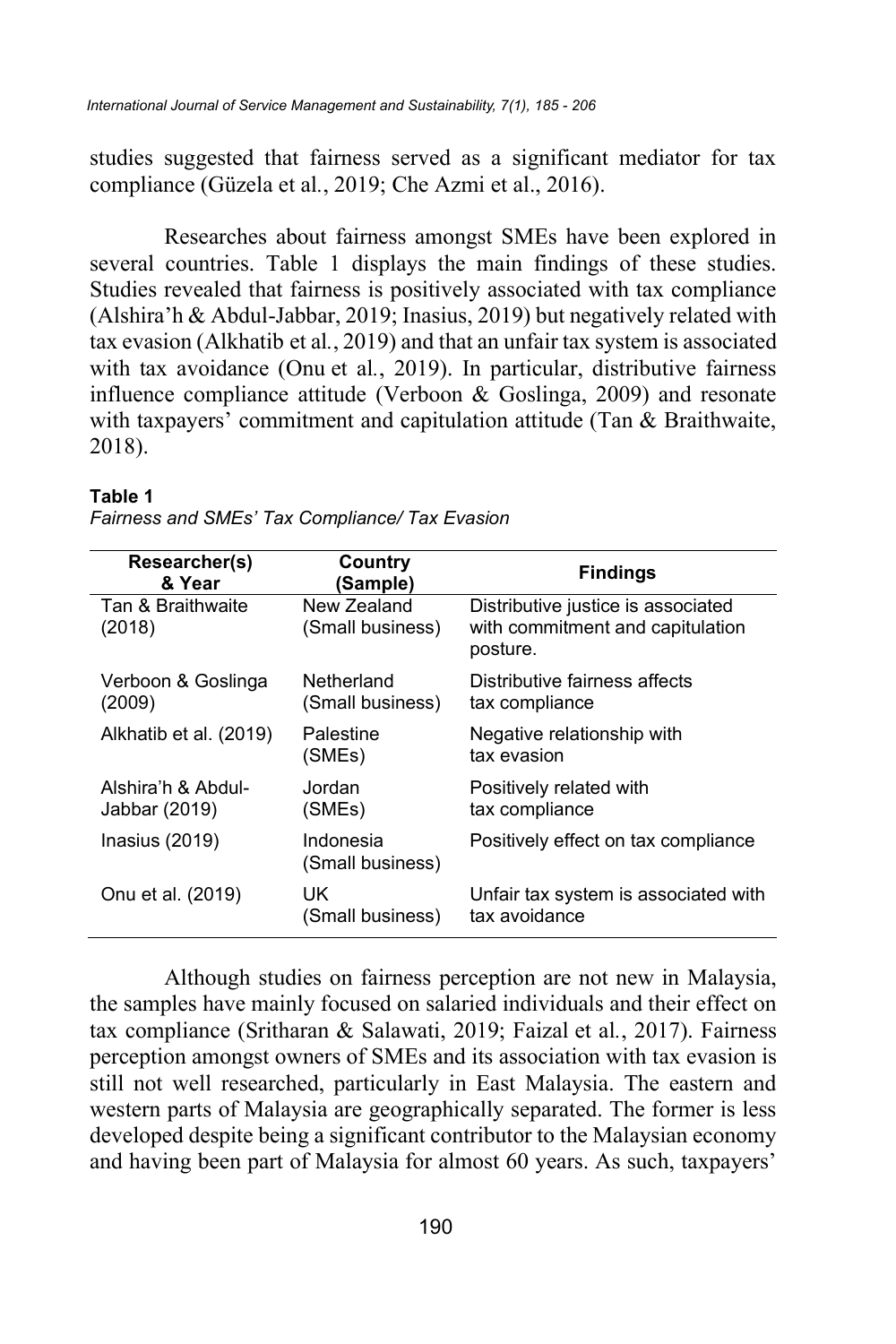studies suggested that fairness served as a significant mediator for tax compliance (Güzela et al*.*, 2019; Che Azmi et al., 2016).

Researches about fairness amongst SMEs have been explored in several countries. Table 1 displays the main findings of these studies. Studies revealed that fairness is positively associated with tax compliance (Alshira'h & Abdul-Jabbar, 2019; Inasius, 2019) but negatively related with tax evasion (Alkhatib et al*.*, 2019) and that an unfair tax system is associated with tax avoidance (Onu et al*.*, 2019). In particular, distributive fairness influence compliance attitude (Verboon & Goslinga, 2009) and resonate with taxpayers' commitment and capitulation attitude (Tan & Braithwaite, 2018).

**Table 1**

*Fairness and SMEs' Tax Compliance/ Tax Evasion*

| Researcher(s) & Year | Country (Sample) | Findings |
|---|---|---|
| Tan & Braithwaite (2018) | New Zealand (Small business) | Distributive justice is associated with commitment and capitulation posture. |
| Verboon & Goslinga (2009) | Netherland (Small business) | Distributive fairness affects tax compliance |
| Alkhatib et al. (2019) | Palestine (SMEs) | Negative relationship with tax evasion |
| Alshira'h & Abdul-Jabbar (2019) | Jordan (SMEs) | Positively related with tax compliance |
| Inasius (2019) | Indonesia (Small business) | Positively effect on tax compliance |
| Onu et al. (2019) | UK (Small business) | Unfair tax system is associated with tax avoidance |

Although studies on fairness perception are not new in Malaysia, the samples have mainly focused on salaried individuals and their effect on tax compliance (Sritharan & Salawati, 2019; Faizal et al*.*, 2017). Fairness perception amongst owners of SMEs and its association with tax evasion is still not well researched, particularly in East Malaysia. The eastern and western parts of Malaysia are geographically separated. The former is less developed despite being a significant contributor to the Malaysian economy and having been part of Malaysia for almost 60 years. As such, taxpayers'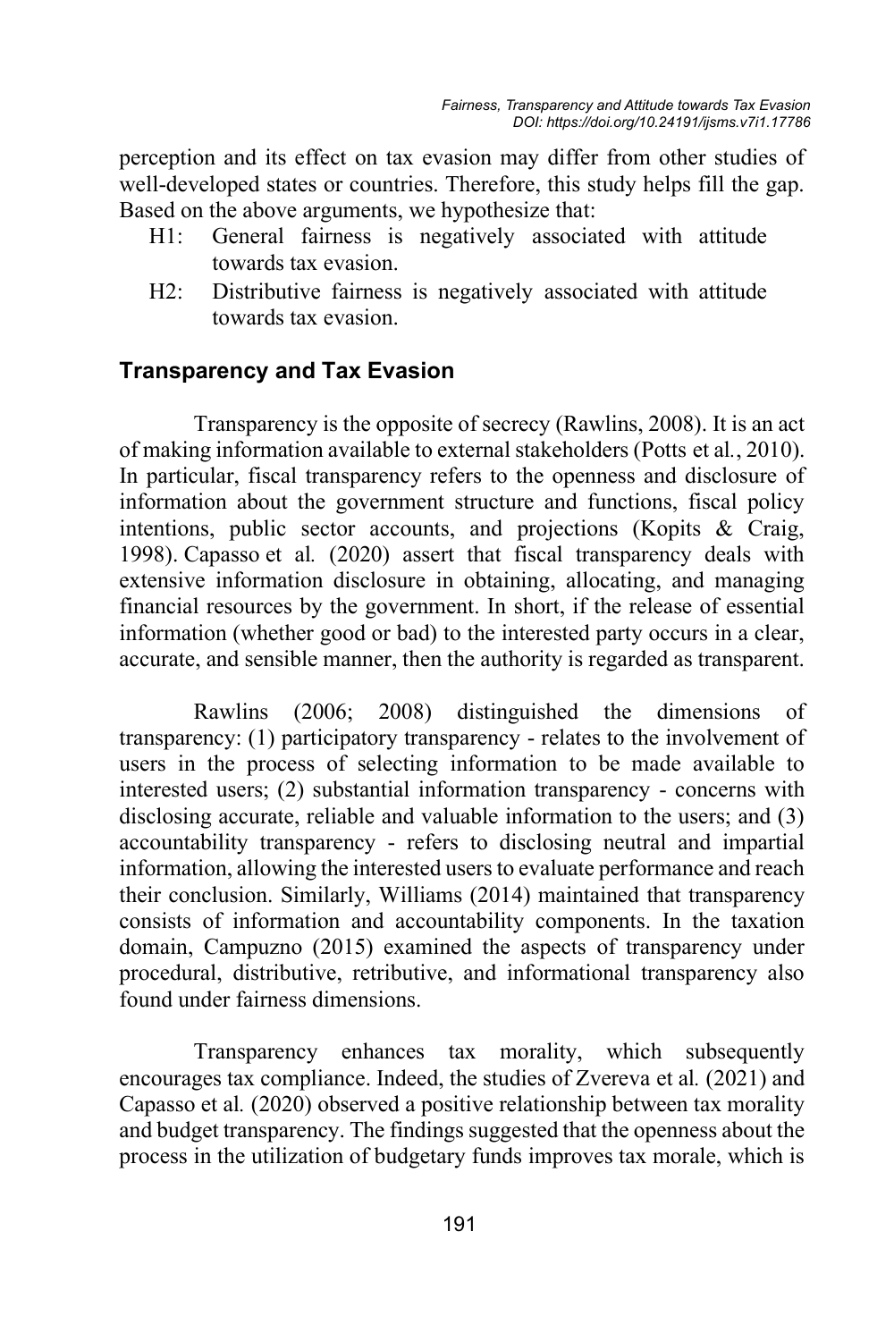perception and its effect on tax evasion may differ from other studies of well-developed states or countries. Therefore, this study helps fill the gap. Based on the above arguments, we hypothesize that:

- H1: General fairness is negatively associated with attitude towards tax evasion.
- H2: Distributive fairness is negatively associated with attitude towards tax evasion.

### Transparency and Tax Evasion

Transparency is the opposite of secrecy (Rawlins, 2008). It is an act of making information available to external stakeholders (Potts et al*.*, 2010). In particular, fiscal transparency refers to the openness and disclosure of information about the government structure and functions, fiscal policy intentions, public sector accounts, and projections (Kopits & Craig, 1998). Capasso et al*.* (2020) assert that fiscal transparency deals with extensive information disclosure in obtaining, allocating, and managing financial resources by the government. In short, if the release of essential information (whether good or bad) to the interested party occurs in a clear, accurate, and sensible manner, then the authority is regarded as transparent.

Rawlins (2006; 2008) distinguished the dimensions of transparency: (1) participatory transparency - relates to the involvement of users in the process of selecting information to be made available to interested users; (2) substantial information transparency - concerns with disclosing accurate, reliable and valuable information to the users; and (3) accountability transparency - refers to disclosing neutral and impartial information, allowing the interested users to evaluate performance and reach their conclusion. Similarly, Williams (2014) maintained that transparency consists of information and accountability components. In the taxation domain, Campuzno (2015) examined the aspects of transparency under procedural, distributive, retributive, and informational transparency also found under fairness dimensions.

Transparency enhances tax morality, which subsequently encourages tax compliance. Indeed, the studies of Zvereva et al*.* (2021) and Capasso et al*.* (2020) observed a positive relationship between tax morality and budget transparency. The findings suggested that the openness about the process in the utilization of budgetary funds improves tax morale, which is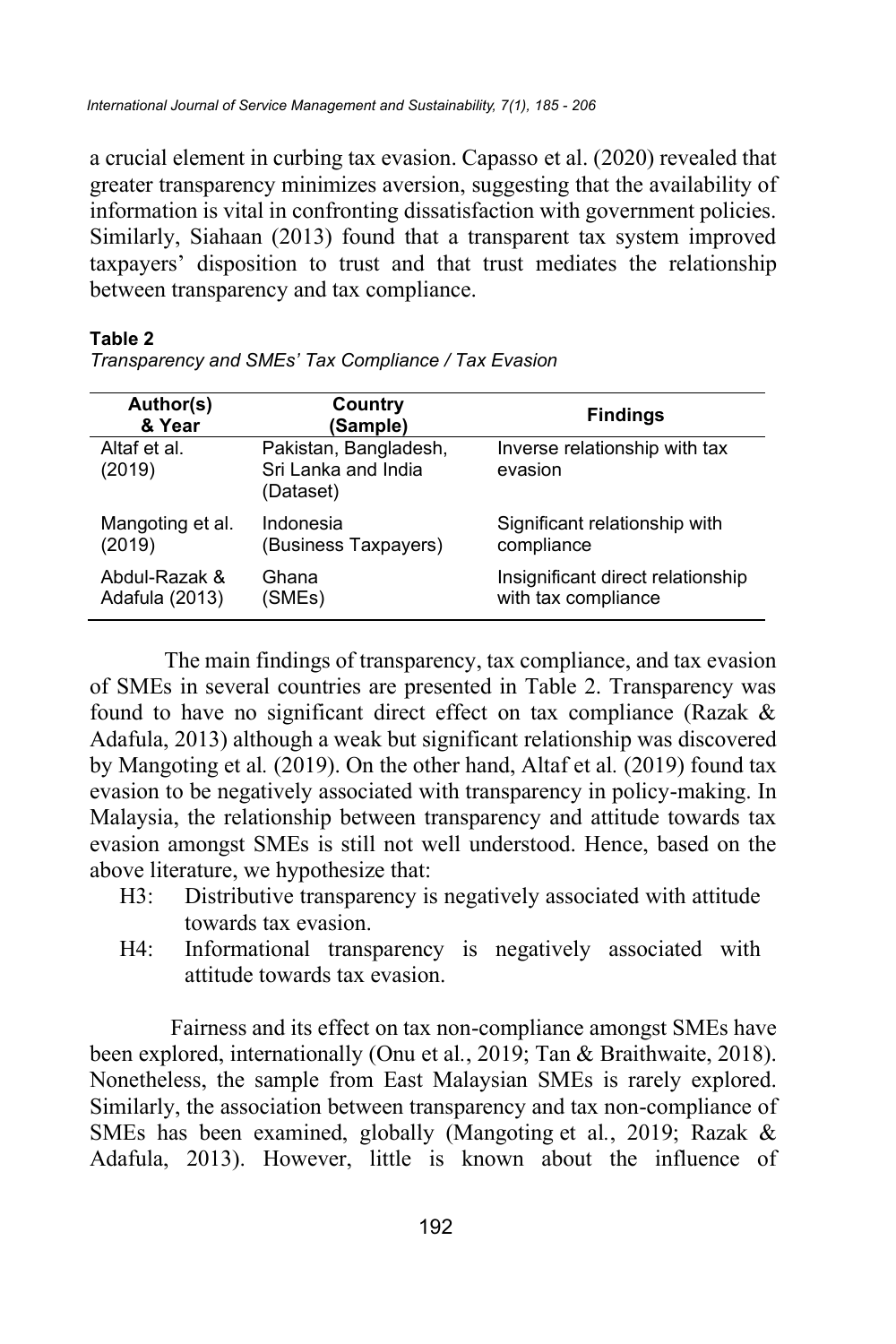a crucial element in curbing tax evasion. Capasso et al. (2020) revealed that greater transparency minimizes aversion, suggesting that the availability of information is vital in confronting dissatisfaction with government policies. Similarly, Siahaan (2013) found that a transparent tax system improved taxpayers' disposition to trust and that trust mediates the relationship between transparency and tax compliance.

**Table 2**

*Transparency and SMEs' Tax Compliance / Tax Evasion*

| Author(s) & Year | Country (Sample) | Findings |
|---|---|---|
| Altaf et al. (2019) | Pakistan, Bangladesh, Sri Lanka and India (Dataset) | Inverse relationship with tax evasion |
| Mangoting et al. (2019) | Indonesia (Business Taxpayers) | Significant relationship with compliance |
| Abdul-Razak & Adafula (2013) | Ghana (SMEs) | Insignificant direct relationship with tax compliance |

The main findings of transparency, tax compliance, and tax evasion of SMEs in several countries are presented in Table 2. Transparency was found to have no significant direct effect on tax compliance (Razak & Adafula, 2013) although a weak but significant relationship was discovered by Mangoting et al*.* (2019). On the other hand, Altaf et al*.* (2019) found tax evasion to be negatively associated with transparency in policy-making. In Malaysia, the relationship between transparency and attitude towards tax evasion amongst SMEs is still not well understood. Hence, based on the above literature, we hypothesize that:

- H3: Distributive transparency is negatively associated with attitude towards tax evasion.
- H4: Informational transparency is negatively associated with attitude towards tax evasion.

Fairness and its effect on tax non-compliance amongst SMEs have been explored, internationally (Onu et al*.*, 2019; Tan & Braithwaite, 2018). Nonetheless, the sample from East Malaysian SMEs is rarely explored. Similarly, the association between transparency and tax non-compliance of SMEs has been examined, globally (Mangoting et al*.*, 2019; Razak & Adafula, 2013). However, little is known about the influence of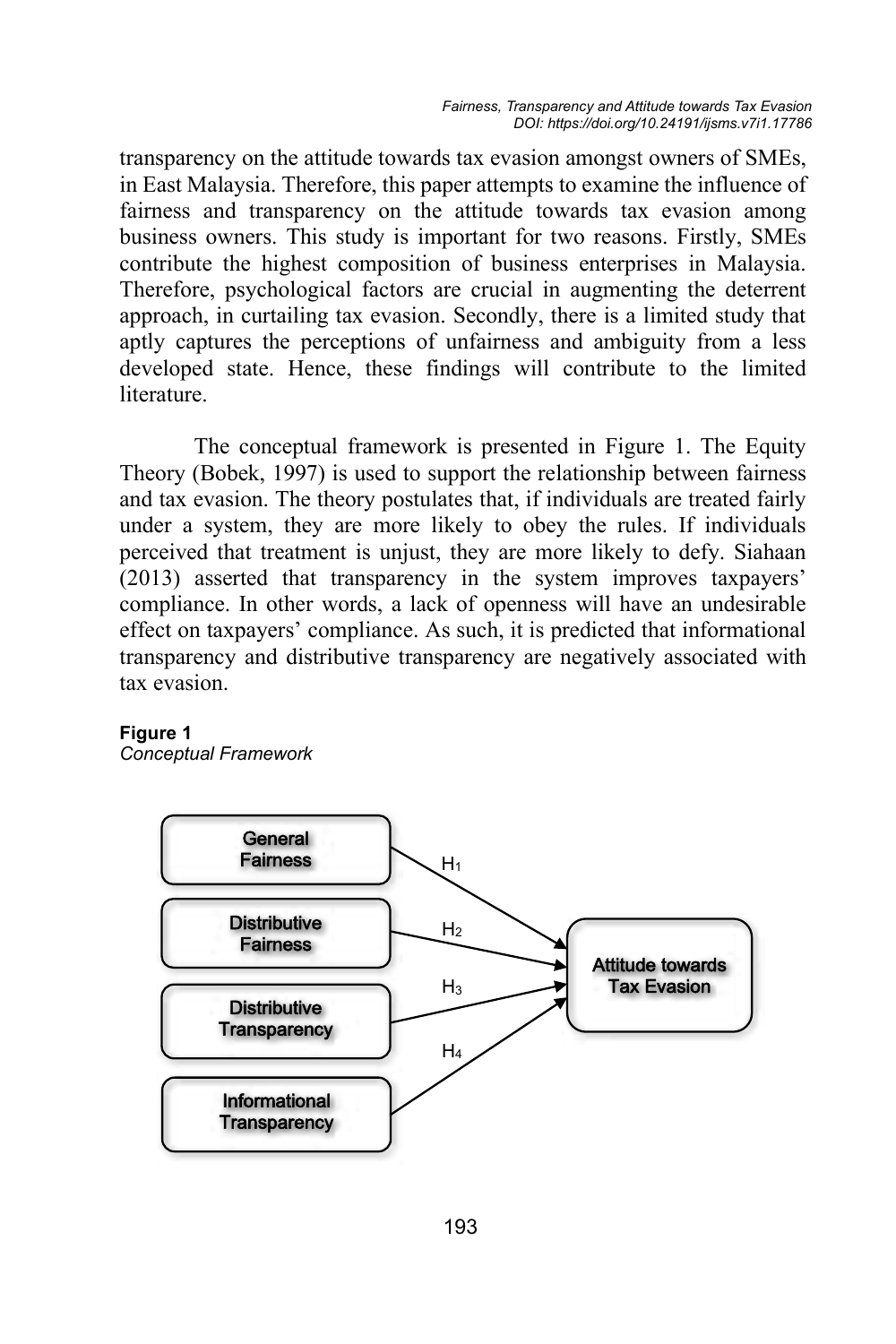transparency on the attitude towards tax evasion amongst owners of SMEs, in East Malaysia. Therefore, this paper attempts to examine the influence of fairness and transparency on the attitude towards tax evasion among business owners. This study is important for two reasons. Firstly, SMEs contribute the highest composition of business enterprises in Malaysia. Therefore, psychological factors are crucial in augmenting the deterrent approach, in curtailing tax evasion. Secondly, there is a limited study that aptly captures the perceptions of unfairness and ambiguity from a less developed state. Hence, these findings will contribute to the limited literature.

The conceptual framework is presented in Figure 1. The Equity Theory (Bobek, 1997) is used to support the relationship between fairness and tax evasion. The theory postulates that, if individuals are treated fairly under a system, they are more likely to obey the rules. If individuals perceived that treatment is unjust, they are more likely to defy. Siahaan (2013) asserted that transparency in the system improves taxpayers' compliance. In other words, a lack of openness will have an undesirable effect on taxpayers' compliance. As such, it is predicted that informational transparency and distributive transparency are negatively associated with tax evasion.

**Figure 1**
*Conceptual Framework*

General Fairness → ($H_1$) → Attitude towards Tax Evasion
Distributive Fairness → ($H_2$) → Attitude towards Tax Evasion
Distributive Transparency → ($H_3$) → Attitude towards Tax Evasion
Informational Transparency → ($H_4$) → Attitude towards Tax Evasion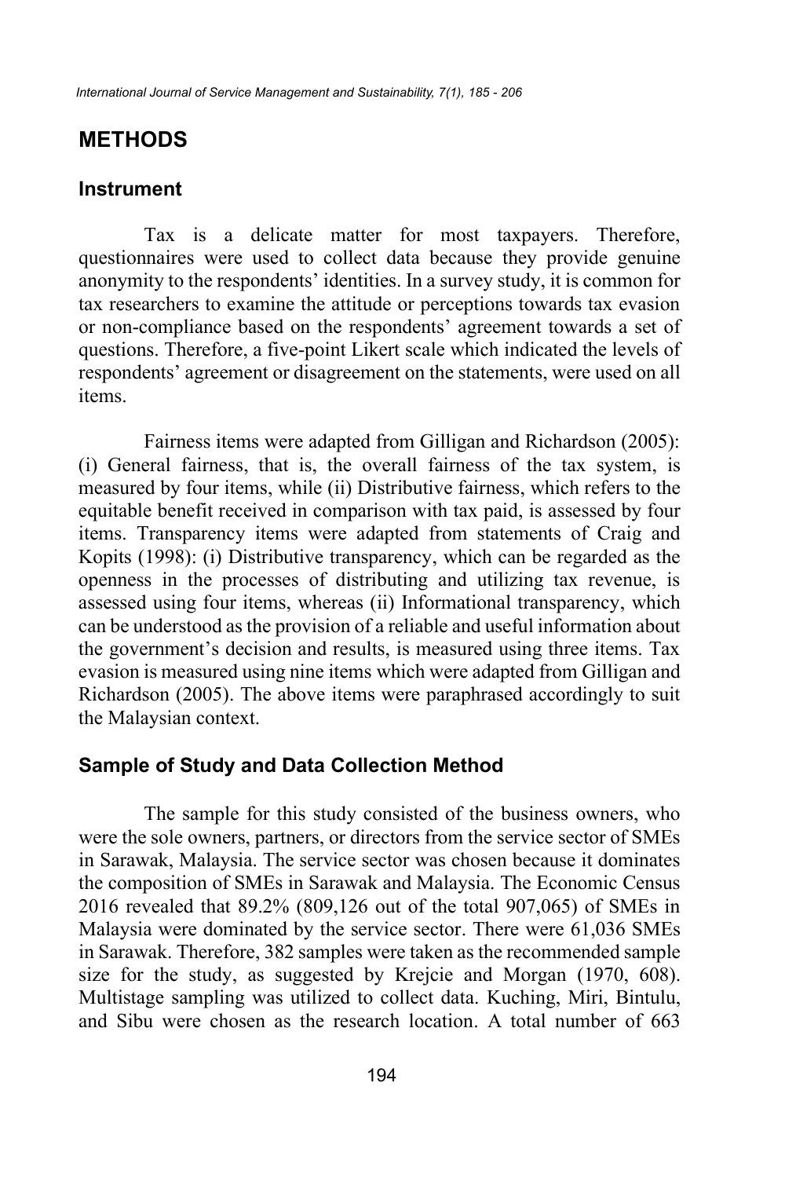## METHODS

### Instrument

Tax is a delicate matter for most taxpayers. Therefore, questionnaires were used to collect data because they provide genuine anonymity to the respondents' identities. In a survey study, it is common for tax researchers to examine the attitude or perceptions towards tax evasion or non-compliance based on the respondents' agreement towards a set of questions. Therefore, a five-point Likert scale which indicated the levels of respondents' agreement or disagreement on the statements, were used on all items.

Fairness items were adapted from Gilligan and Richardson (2005): (i) General fairness, that is, the overall fairness of the tax system, is measured by four items, while (ii) Distributive fairness, which refers to the equitable benefit received in comparison with tax paid, is assessed by four items. Transparency items were adapted from statements of Craig and Kopits (1998): (i) Distributive transparency, which can be regarded as the openness in the processes of distributing and utilizing tax revenue, is assessed using four items, whereas (ii) Informational transparency, which can be understood as the provision of a reliable and useful information about the government's decision and results, is measured using three items. Tax evasion is measured using nine items which were adapted from Gilligan and Richardson (2005). The above items were paraphrased accordingly to suit the Malaysian context.

### Sample of Study and Data Collection Method

The sample for this study consisted of the business owners, who were the sole owners, partners, or directors from the service sector of SMEs in Sarawak, Malaysia. The service sector was chosen because it dominates the composition of SMEs in Sarawak and Malaysia. The Economic Census 2016 revealed that 89.2% (809,126 out of the total 907,065) of SMEs in Malaysia were dominated by the service sector. There were 61,036 SMEs in Sarawak. Therefore, 382 samples were taken as the recommended sample size for the study, as suggested by Krejcie and Morgan (1970, 608). Multistage sampling was utilized to collect data. Kuching, Miri, Bintulu, and Sibu were chosen as the research location. A total number of 663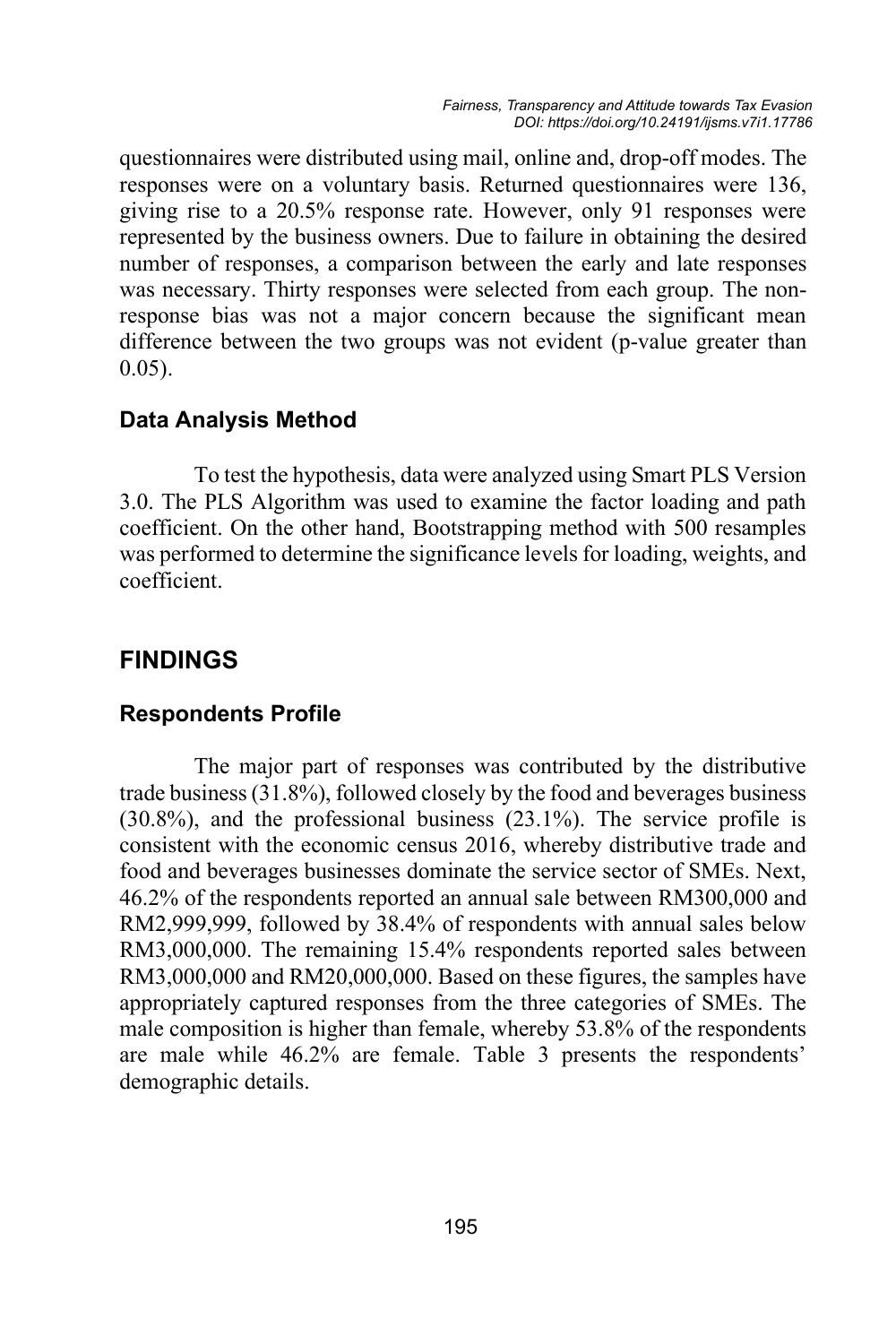questionnaires were distributed using mail, online and, drop-off modes. The responses were on a voluntary basis. Returned questionnaires were 136, giving rise to a 20.5% response rate. However, only 91 responses were represented by the business owners. Due to failure in obtaining the desired number of responses, a comparison between the early and late responses was necessary. Thirty responses were selected from each group. The non-response bias was not a major concern because the significant mean difference between the two groups was not evident (p-value greater than 0.05).

### Data Analysis Method

To test the hypothesis, data were analyzed using Smart PLS Version 3.0. The PLS Algorithm was used to examine the factor loading and path coefficient. On the other hand, Bootstrapping method with 500 resamples was performed to determine the significance levels for loading, weights, and coefficient.

## FINDINGS

### Respondents Profile

The major part of responses was contributed by the distributive trade business (31.8%), followed closely by the food and beverages business (30.8%), and the professional business (23.1%). The service profile is consistent with the economic census 2016, whereby distributive trade and food and beverages businesses dominate the service sector of SMEs. Next, 46.2% of the respondents reported an annual sale between RM300,000 and RM2,999,999, followed by 38.4% of respondents with annual sales below RM3,000,000. The remaining 15.4% respondents reported sales between RM3,000,000 and RM20,000,000. Based on these figures, the samples have appropriately captured responses from the three categories of SMEs. The male composition is higher than female, whereby 53.8% of the respondents are male while 46.2% are female. Table 3 presents the respondents' demographic details.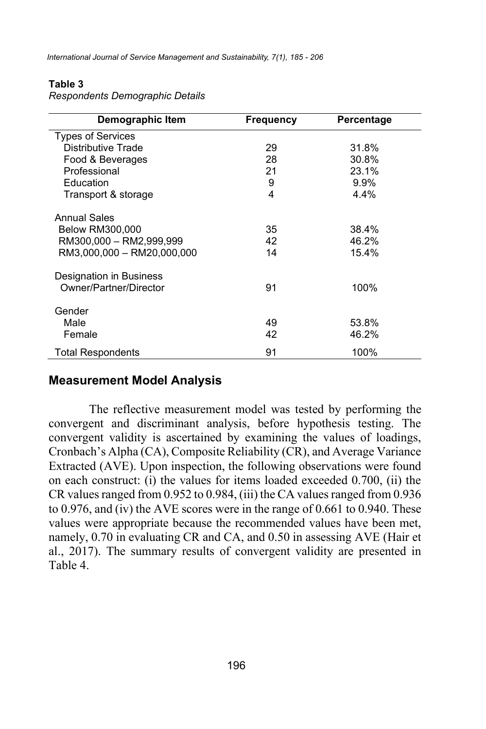**Table 3**

*Respondents Demographic Details*

| Demographic Item | Frequency | Percentage |
|---|---|---|
| Types of Services | | |
| Distributive Trade | 29 | 31.8% |
| Food & Beverages | 28 | 30.8% |
| Professional | 21 | 23.1% |
| Education | 9 | 9.9% |
| Transport & storage | 4 | 4.4% |
| Annual Sales | | |
| Below RM300,000 | 35 | 38.4% |
| RM300,000 – RM2,999,999 | 42 | 46.2% |
| RM3,000,000 – RM20,000,000 | 14 | 15.4% |
| Designation in Business | | |
| Owner/Partner/Director | 91 | 100% |
| Gender | | |
| Male | 49 | 53.8% |
| Female | 42 | 46.2% |
| Total Respondents | 91 | 100% |

## Measurement Model Analysis

The reflective measurement model was tested by performing the convergent and discriminant analysis, before hypothesis testing. The convergent validity is ascertained by examining the values of loadings, Cronbach's Alpha (CA), Composite Reliability (CR), and Average Variance Extracted (AVE). Upon inspection, the following observations were found on each construct: (i) the values for items loaded exceeded 0.700, (ii) the CR values ranged from 0.952 to 0.984, (iii) the CA values ranged from 0.936 to 0.976, and (iv) the AVE scores were in the range of 0.661 to 0.940. These values were appropriate because the recommended values have been met, namely, 0.70 in evaluating CR and CA, and 0.50 in assessing AVE (Hair et al., 2017). The summary results of convergent validity are presented in Table 4.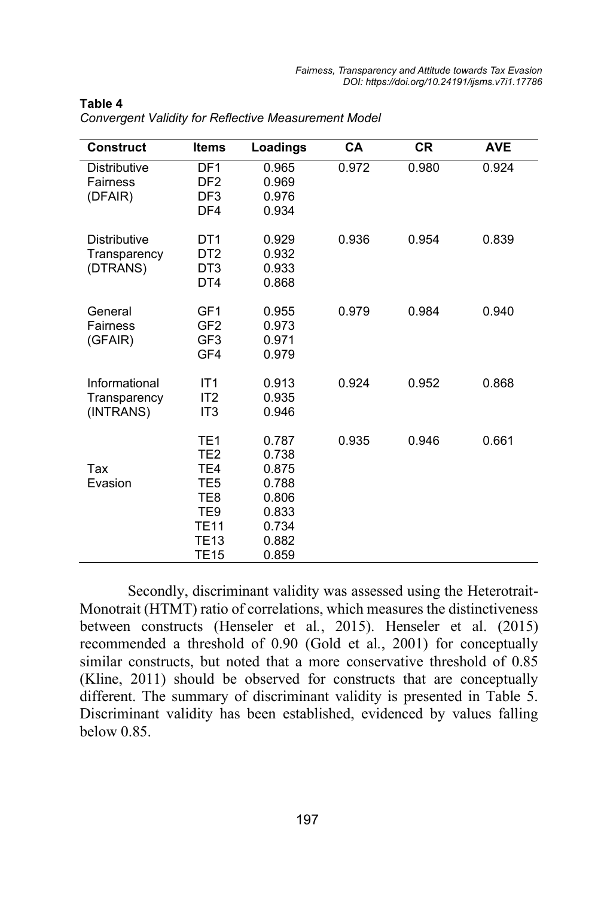**Table 4**
*Convergent Validity for Reflective Measurement Model*

| Construct | Items | Loadings | CA | CR | AVE |
|---|---|---|---|---|---|
| Distributive Fairness (DFAIR) | DF1 | 0.965 | 0.972 | 0.980 | 0.924 |
| | DF2 | 0.969 | | | |
| | DF3 | 0.976 | | | |
| | DF4 | 0.934 | | | |
| Distributive Transparency (DTRANS) | DT1 | 0.929 | 0.936 | 0.954 | 0.839 |
| | DT2 | 0.932 | | | |
| | DT3 | 0.933 | | | |
| | DT4 | 0.868 | | | |
| General Fairness (GFAIR) | GF1 | 0.955 | 0.979 | 0.984 | 0.940 |
| | GF2 | 0.973 | | | |
| | GF3 | 0.971 | | | |
| | GF4 | 0.979 | | | |
| Informational Transparency (INTRANS) | IT1 | 0.913 | 0.924 | 0.952 | 0.868 |
| | IT2 | 0.935 | | | |
| | IT3 | 0.946 | | | |
| Tax Evasion | TE1 | 0.787 | 0.935 | 0.946 | 0.661 |
| | TE2 | 0.738 | | | |
| | TE4 | 0.875 | | | |
| | TE5 | 0.788 | | | |
| | TE8 | 0.806 | | | |
| | TE9 | 0.833 | | | |
| | TE11 | 0.734 | | | |
| | TE13 | 0.882 | | | |
| | TE15 | 0.859 | | | |

Secondly, discriminant validity was assessed using the Heterotrait-Monotrait (HTMT) ratio of correlations, which measures the distinctiveness between constructs (Henseler et al., 2015). Henseler et al. (2015) recommended a threshold of 0.90 (Gold et al., 2001) for conceptually similar constructs, but noted that a more conservative threshold of 0.85 (Kline, 2011) should be observed for constructs that are conceptually different. The summary of discriminant validity is presented in Table 5. Discriminant validity has been established, evidenced by values falling below 0.85.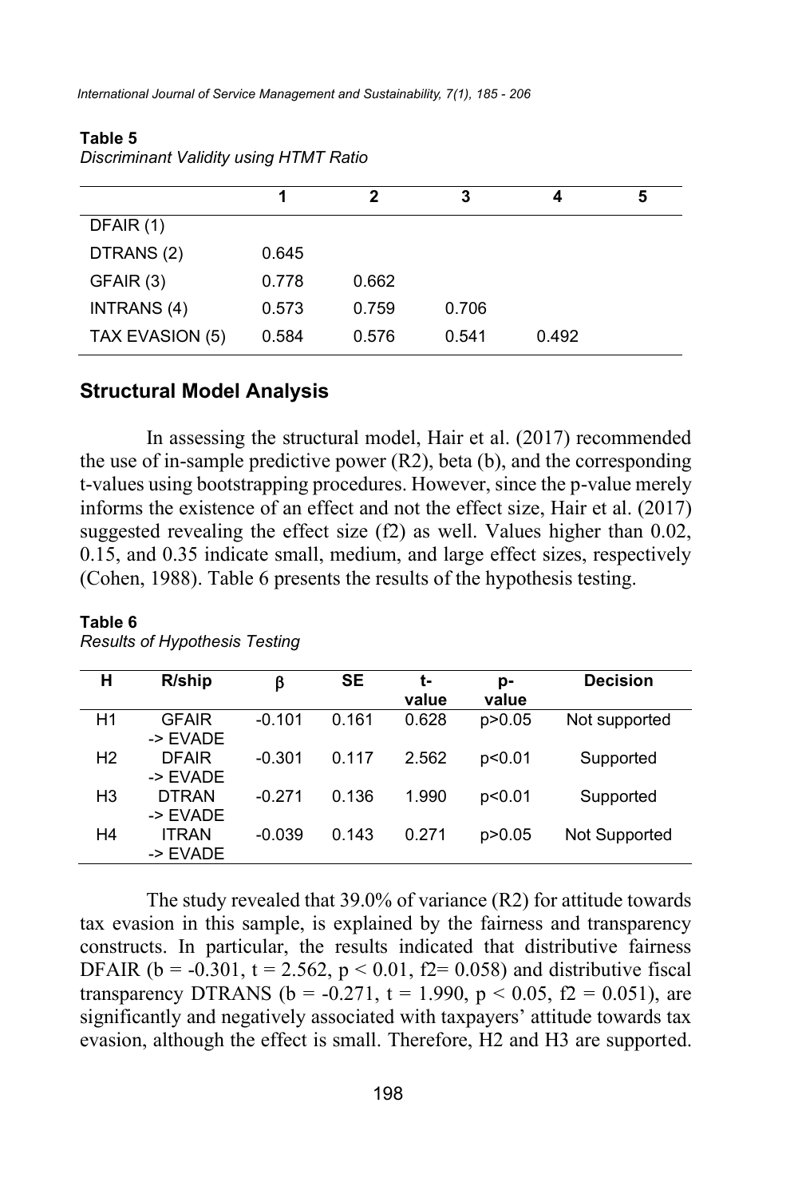**Table 5**
*Discriminant Validity using HTMT Ratio*

| | 1 | 2 | 3 | 4 | 5 |
|---|---|---|---|---|---|
| DFAIR (1) | | | | | |
| DTRANS (2) | 0.645 | | | | |
| GFAIR (3) | 0.778 | 0.662 | | | |
| INTRANS (4) | 0.573 | 0.759 | 0.706 | | |
| TAX EVASION (5) | 0.584 | 0.576 | 0.541 | 0.492 | |

## Structural Model Analysis

In assessing the structural model, Hair et al. (2017) recommended the use of in-sample predictive power (R2), beta (b), and the corresponding t-values using bootstrapping procedures. However, since the p-value merely informs the existence of an effect and not the effect size, Hair et al. (2017) suggested revealing the effect size (f2) as well. Values higher than 0.02, 0.15, and 0.35 indicate small, medium, and large effect sizes, respectively (Cohen, 1988). Table 6 presents the results of the hypothesis testing.

**Table 6**
*Results of Hypothesis Testing*

| H | R/ship | β | SE | t-value | p-value | Decision |
|---|---|---|---|---|---|---|
| H1 | GFAIR -> EVADE | -0.101 | 0.161 | 0.628 | p>0.05 | Not supported |
| H2 | DFAIR -> EVADE | -0.301 | 0.117 | 2.562 | p<0.01 | Supported |
| H3 | DTRAN -> EVADE | -0.271 | 0.136 | 1.990 | p<0.01 | Supported |
| H4 | ITRAN -> EVADE | -0.039 | 0.143 | 0.271 | p>0.05 | Not Supported |

The study revealed that 39.0% of variance (R2) for attitude towards tax evasion in this sample, is explained by the fairness and transparency constructs. In particular, the results indicated that distributive fairness DFAIR (b = -0.301, t = 2.562, p < 0.01, f2= 0.058) and distributive fiscal transparency DTRANS (b = -0.271, t = 1.990, p < 0.05, f2 = 0.051), are significantly and negatively associated with taxpayers' attitude towards tax evasion, although the effect is small. Therefore, H2 and H3 are supported.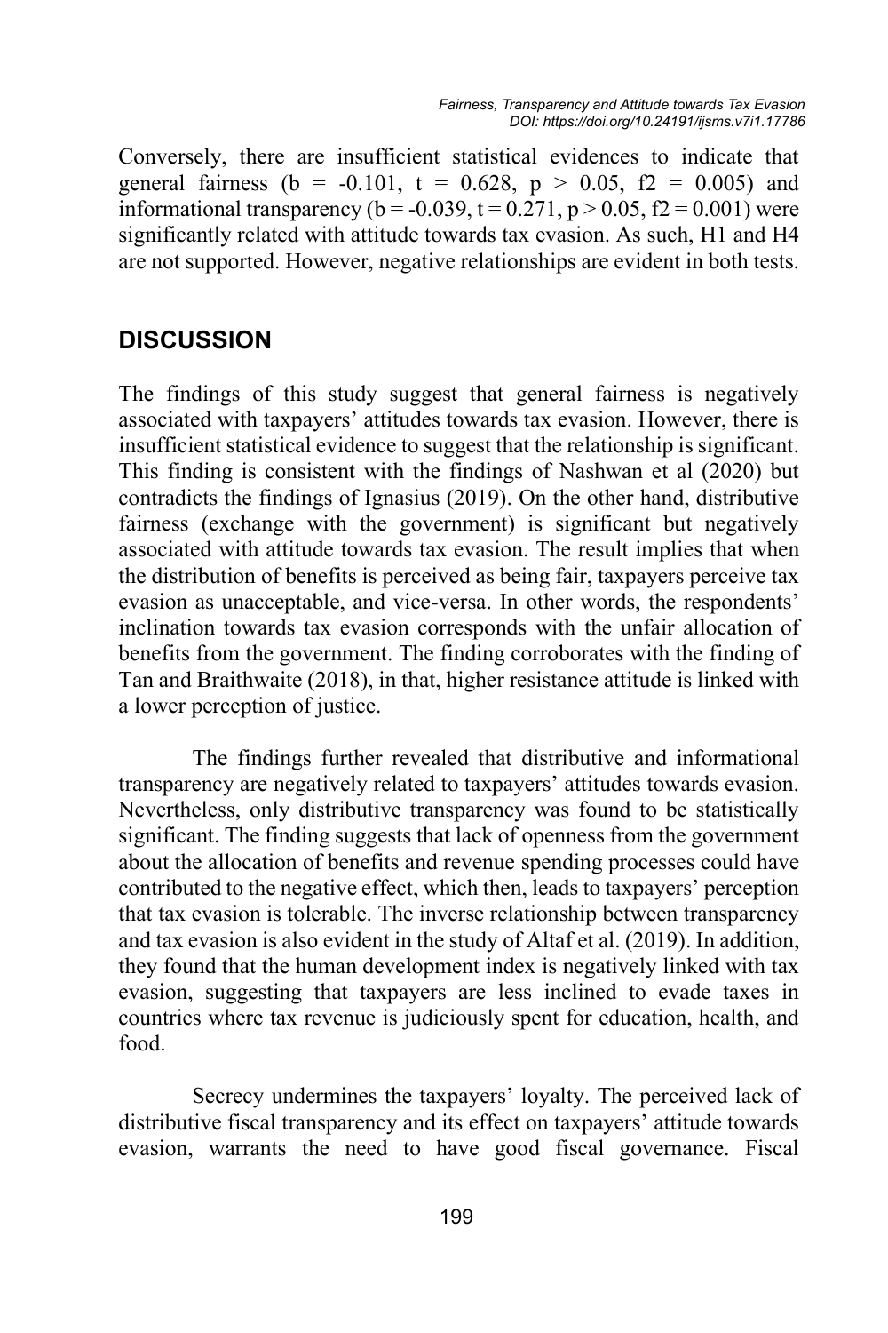Conversely, there are insufficient statistical evidences to indicate that general fairness ($b = -0.101$, $t = 0.628$, $p > 0.05$, $f2 = 0.005$) and informational transparency ($b = -0.039$, $t = 0.271$, $p > 0.05$, $f2 = 0.001$) were significantly related with attitude towards tax evasion. As such, H1 and H4 are not supported. However, negative relationships are evident in both tests.

## DISCUSSION

The findings of this study suggest that general fairness is negatively associated with taxpayers' attitudes towards tax evasion. However, there is insufficient statistical evidence to suggest that the relationship is significant. This finding is consistent with the findings of Nashwan et al (2020) but contradicts the findings of Ignasius (2019). On the other hand, distributive fairness (exchange with the government) is significant but negatively associated with attitude towards tax evasion. The result implies that when the distribution of benefits is perceived as being fair, taxpayers perceive tax evasion as unacceptable, and vice-versa. In other words, the respondents' inclination towards tax evasion corresponds with the unfair allocation of benefits from the government. The finding corroborates with the finding of Tan and Braithwaite (2018), in that, higher resistance attitude is linked with a lower perception of justice.

The findings further revealed that distributive and informational transparency are negatively related to taxpayers' attitudes towards evasion. Nevertheless, only distributive transparency was found to be statistically significant. The finding suggests that lack of openness from the government about the allocation of benefits and revenue spending processes could have contributed to the negative effect, which then, leads to taxpayers' perception that tax evasion is tolerable. The inverse relationship between transparency and tax evasion is also evident in the study of Altaf et al. (2019). In addition, they found that the human development index is negatively linked with tax evasion, suggesting that taxpayers are less inclined to evade taxes in countries where tax revenue is judiciously spent for education, health, and food.

Secrecy undermines the taxpayers' loyalty. The perceived lack of distributive fiscal transparency and its effect on taxpayers' attitude towards evasion, warrants the need to have good fiscal governance. Fiscal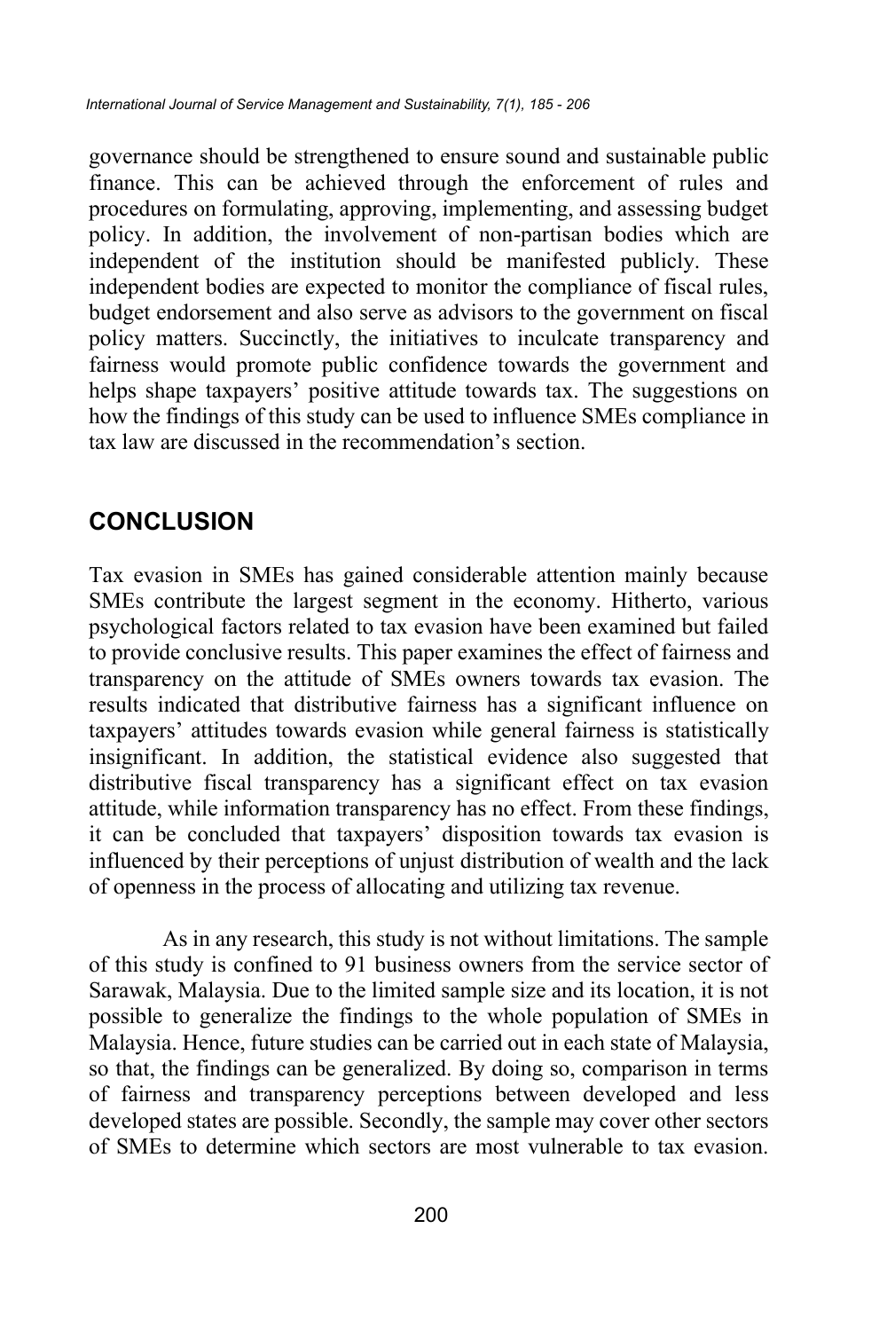governance should be strengthened to ensure sound and sustainable public finance. This can be achieved through the enforcement of rules and procedures on formulating, approving, implementing, and assessing budget policy. In addition, the involvement of non-partisan bodies which are independent of the institution should be manifested publicly. These independent bodies are expected to monitor the compliance of fiscal rules, budget endorsement and also serve as advisors to the government on fiscal policy matters. Succinctly, the initiatives to inculcate transparency and fairness would promote public confidence towards the government and helps shape taxpayers' positive attitude towards tax. The suggestions on how the findings of this study can be used to influence SMEs compliance in tax law are discussed in the recommendation's section.

## CONCLUSION

Tax evasion in SMEs has gained considerable attention mainly because SMEs contribute the largest segment in the economy. Hitherto, various psychological factors related to tax evasion have been examined but failed to provide conclusive results. This paper examines the effect of fairness and transparency on the attitude of SMEs owners towards tax evasion. The results indicated that distributive fairness has a significant influence on taxpayers' attitudes towards evasion while general fairness is statistically insignificant. In addition, the statistical evidence also suggested that distributive fiscal transparency has a significant effect on tax evasion attitude, while information transparency has no effect. From these findings, it can be concluded that taxpayers' disposition towards tax evasion is influenced by their perceptions of unjust distribution of wealth and the lack of openness in the process of allocating and utilizing tax revenue.

As in any research, this study is not without limitations. The sample of this study is confined to 91 business owners from the service sector of Sarawak, Malaysia. Due to the limited sample size and its location, it is not possible to generalize the findings to the whole population of SMEs in Malaysia. Hence, future studies can be carried out in each state of Malaysia, so that, the findings can be generalized. By doing so, comparison in terms of fairness and transparency perceptions between developed and less developed states are possible. Secondly, the sample may cover other sectors of SMEs to determine which sectors are most vulnerable to tax evasion.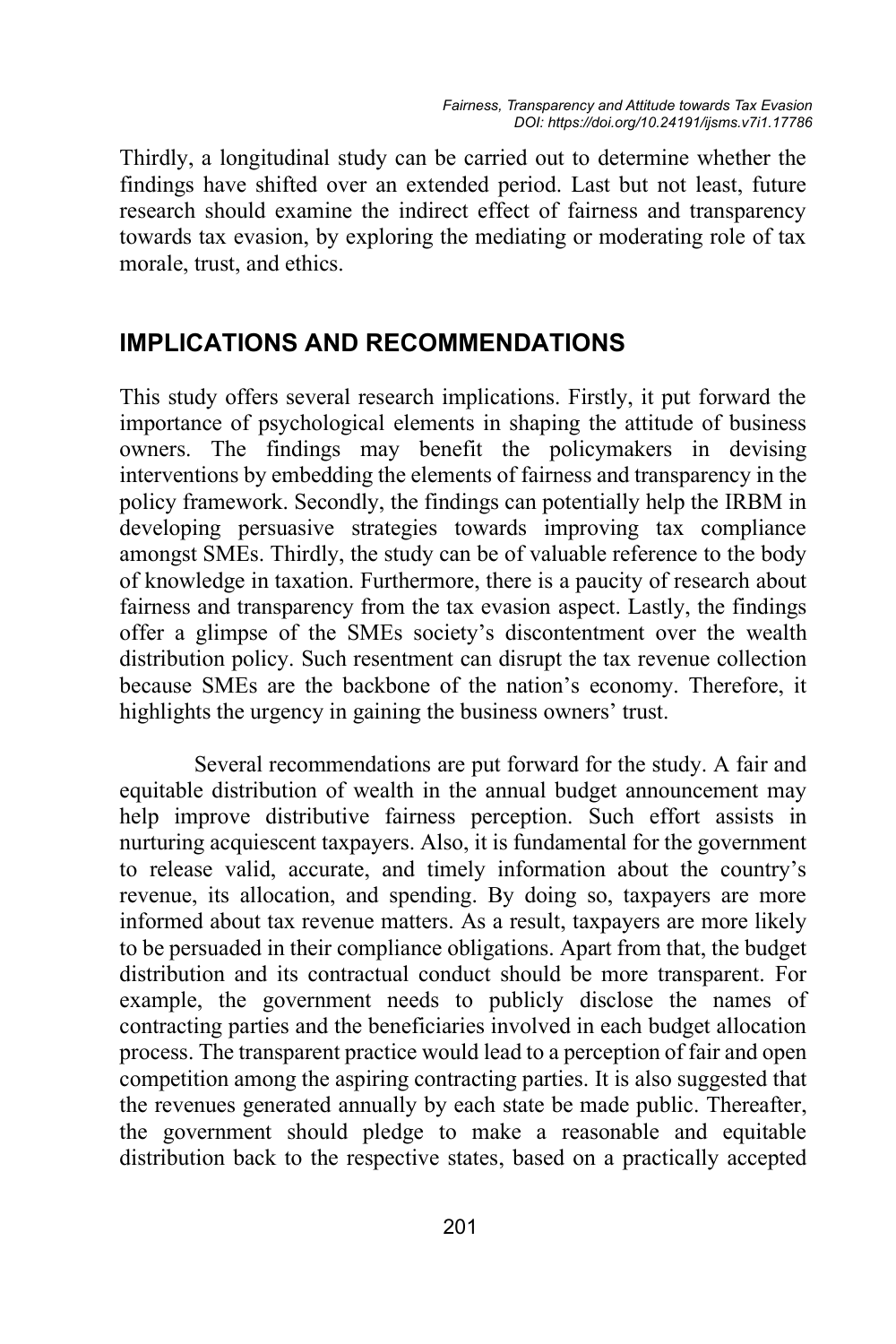Thirdly, a longitudinal study can be carried out to determine whether the findings have shifted over an extended period. Last but not least, future research should examine the indirect effect of fairness and transparency towards tax evasion, by exploring the mediating or moderating role of tax morale, trust, and ethics.

## IMPLICATIONS AND RECOMMENDATIONS

This study offers several research implications. Firstly, it put forward the importance of psychological elements in shaping the attitude of business owners. The findings may benefit the policymakers in devising interventions by embedding the elements of fairness and transparency in the policy framework. Secondly, the findings can potentially help the IRBM in developing persuasive strategies towards improving tax compliance amongst SMEs. Thirdly, the study can be of valuable reference to the body of knowledge in taxation. Furthermore, there is a paucity of research about fairness and transparency from the tax evasion aspect. Lastly, the findings offer a glimpse of the SMEs society's discontentment over the wealth distribution policy. Such resentment can disrupt the tax revenue collection because SMEs are the backbone of the nation's economy. Therefore, it highlights the urgency in gaining the business owners' trust.

Several recommendations are put forward for the study. A fair and equitable distribution of wealth in the annual budget announcement may help improve distributive fairness perception. Such effort assists in nurturing acquiescent taxpayers. Also, it is fundamental for the government to release valid, accurate, and timely information about the country's revenue, its allocation, and spending. By doing so, taxpayers are more informed about tax revenue matters. As a result, taxpayers are more likely to be persuaded in their compliance obligations. Apart from that, the budget distribution and its contractual conduct should be more transparent. For example, the government needs to publicly disclose the names of contracting parties and the beneficiaries involved in each budget allocation process. The transparent practice would lead to a perception of fair and open competition among the aspiring contracting parties. It is also suggested that the revenues generated annually by each state be made public. Thereafter, the government should pledge to make a reasonable and equitable distribution back to the respective states, based on a practically accepted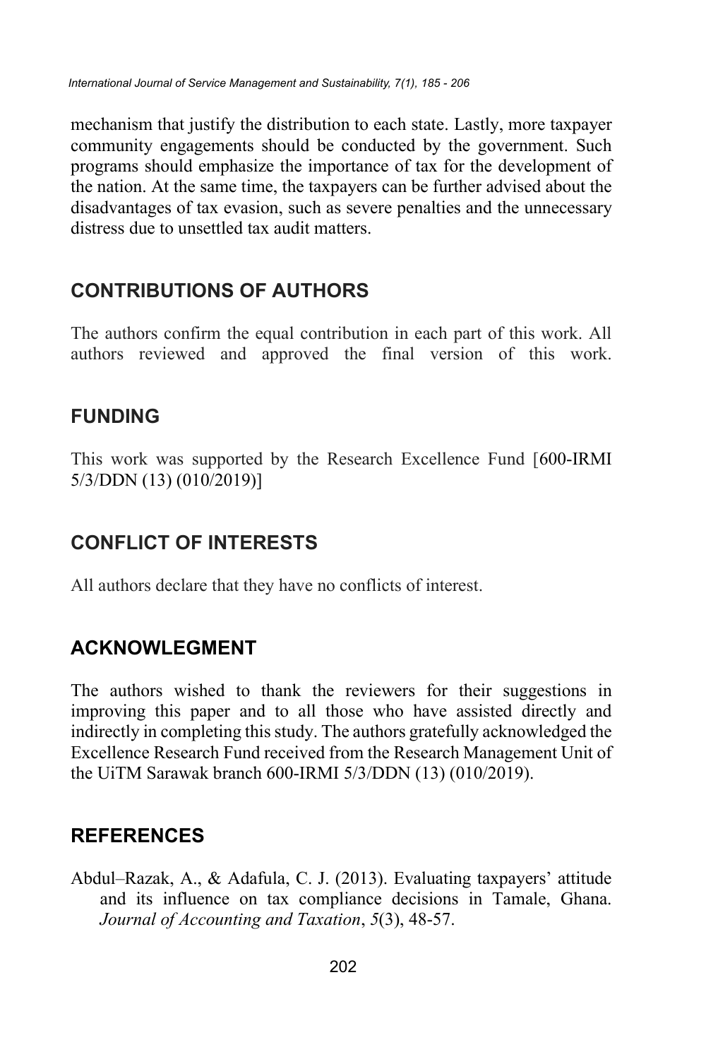mechanism that justify the distribution to each state. Lastly, more taxpayer community engagements should be conducted by the government. Such programs should emphasize the importance of tax for the development of the nation. At the same time, the taxpayers can be further advised about the disadvantages of tax evasion, such as severe penalties and the unnecessary distress due to unsettled tax audit matters.

## CONTRIBUTIONS OF AUTHORS

The authors confirm the equal contribution in each part of this work. All authors reviewed and approved the final version of this work.

## FUNDING

This work was supported by the Research Excellence Fund [600-IRMI 5/3/DDN (13) (010/2019)]

## CONFLICT OF INTERESTS

All authors declare that they have no conflicts of interest.

## ACKNOWLEGMENT

The authors wished to thank the reviewers for their suggestions in improving this paper and to all those who have assisted directly and indirectly in completing this study. The authors gratefully acknowledged the Excellence Research Fund received from the Research Management Unit of the UiTM Sarawak branch 600-IRMI 5/3/DDN (13) (010/2019).

## REFERENCES

Abdul–Razak, A., & Adafula, C. J. (2013). Evaluating taxpayers' attitude and its influence on tax compliance decisions in Tamale, Ghana. *Journal of Accounting and Taxation*, *5*(3), 48-57.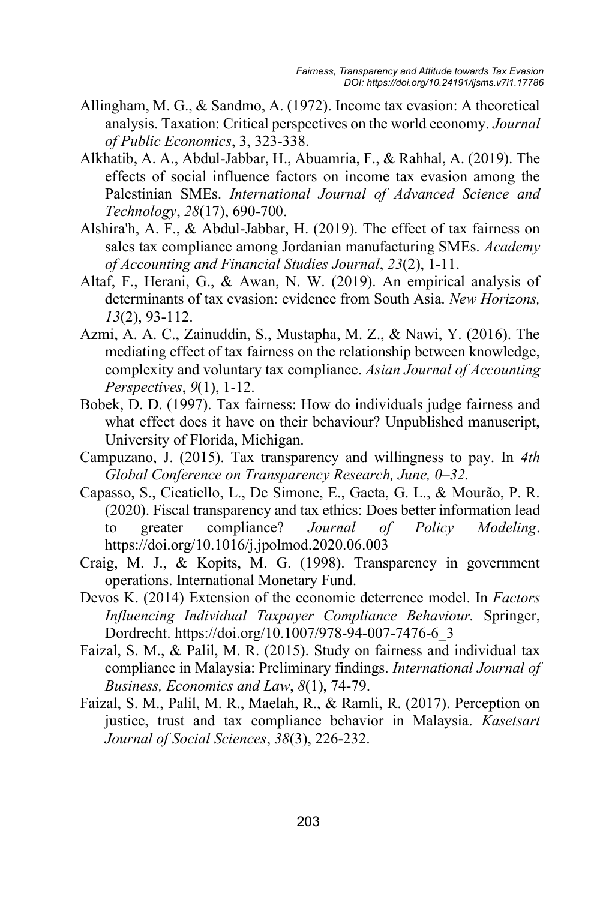Allingham, M. G., & Sandmo, A. (1972). Income tax evasion: A theoretical analysis. Taxation: Critical perspectives on the world economy. *Journal of Public Economics*, 3, 323-338.

Alkhatib, A. A., Abdul-Jabbar, H., Abuamria, F., & Rahhal, A. (2019). The effects of social influence factors on income tax evasion among the Palestinian SMEs. *International Journal of Advanced Science and Technology*, *28*(17), 690-700.

Alshira'h, A. F., & Abdul-Jabbar, H. (2019). The effect of tax fairness on sales tax compliance among Jordanian manufacturing SMEs. *Academy of Accounting and Financial Studies Journal*, *23*(2), 1-11.

Altaf, F., Herani, G., & Awan, N. W. (2019). An empirical analysis of determinants of tax evasion: evidence from South Asia. *New Horizons, 13*(2), 93-112.

Azmi, A. A. C., Zainuddin, S., Mustapha, M. Z., & Nawi, Y. (2016). The mediating effect of tax fairness on the relationship between knowledge, complexity and voluntary tax compliance. *Asian Journal of Accounting Perspectives*, *9*(1), 1-12.

Bobek, D. D. (1997). Tax fairness: How do individuals judge fairness and what effect does it have on their behaviour? Unpublished manuscript, University of Florida, Michigan.

Campuzano, J. (2015). Tax transparency and willingness to pay. In *4th Global Conference on Transparency Research, June, 0–32.*

Capasso, S., Cicatiello, L., De Simone, E., Gaeta, G. L., & Mourão, P. R. (2020). Fiscal transparency and tax ethics: Does better information lead to greater compliance? *Journal of Policy Modeling*. https://doi.org/10.1016/j.jpolmod.2020.06.003

Craig, M. J., & Kopits, M. G. (1998). Transparency in government operations. International Monetary Fund.

Devos K. (2014) Extension of the economic deterrence model. In *Factors Influencing Individual Taxpayer Compliance Behaviour.* Springer, Dordrecht. https://doi.org/10.1007/978-94-007-7476-6_3

Faizal, S. M., & Palil, M. R. (2015). Study on fairness and individual tax compliance in Malaysia: Preliminary findings. *International Journal of Business, Economics and Law*, *8*(1), 74-79.

Faizal, S. M., Palil, M. R., Maelah, R., & Ramli, R. (2017). Perception on justice, trust and tax compliance behavior in Malaysia. *Kasetsart Journal of Social Sciences*, *38*(3), 226-232.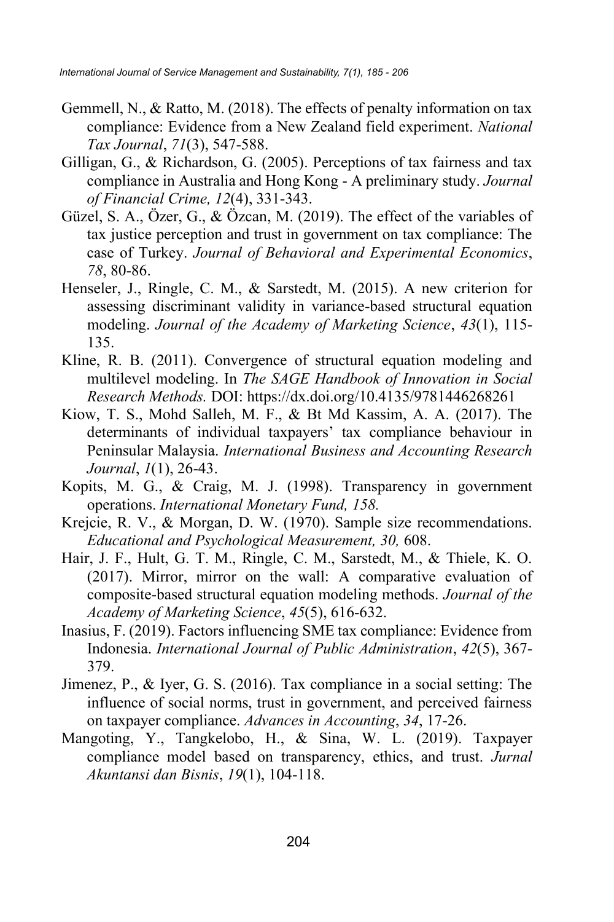Gemmell, N., & Ratto, M. (2018). The effects of penalty information on tax compliance: Evidence from a New Zealand field experiment. *National Tax Journal*, *71*(3), 547-588.

Gilligan, G., & Richardson, G. (2005). Perceptions of tax fairness and tax compliance in Australia and Hong Kong - A preliminary study. *Journal of Financial Crime, 12*(4), 331-343.

Güzel, S. A., Özer, G., & Özcan, M. (2019). The effect of the variables of tax justice perception and trust in government on tax compliance: The case of Turkey. *Journal of Behavioral and Experimental Economics*, *78*, 80-86.

Henseler, J., Ringle, C. M., & Sarstedt, M. (2015). A new criterion for assessing discriminant validity in variance-based structural equation modeling. *Journal of the Academy of Marketing Science*, *43*(1), 115-135.

Kline, R. B. (2011). Convergence of structural equation modeling and multilevel modeling. In *The SAGE Handbook of Innovation in Social Research Methods.* DOI: https://dx.doi.org/10.4135/9781446268261

Kiow, T. S., Mohd Salleh, M. F., & Bt Md Kassim, A. A. (2017). The determinants of individual taxpayers' tax compliance behaviour in Peninsular Malaysia. *International Business and Accounting Research Journal*, *1*(1), 26-43.

Kopits, M. G., & Craig, M. J. (1998). Transparency in government operations. *International Monetary Fund, 158.*

Krejcie, R. V., & Morgan, D. W. (1970). Sample size recommendations. *Educational and Psychological Measurement, 30,* 608.

Hair, J. F., Hult, G. T. M., Ringle, C. M., Sarstedt, M., & Thiele, K. O. (2017). Mirror, mirror on the wall: A comparative evaluation of composite-based structural equation modeling methods. *Journal of the Academy of Marketing Science*, *45*(5), 616-632.

Inasius, F. (2019). Factors influencing SME tax compliance: Evidence from Indonesia. *International Journal of Public Administration*, *42*(5), 367-379.

Jimenez, P., & Iyer, G. S. (2016). Tax compliance in a social setting: The influence of social norms, trust in government, and perceived fairness on taxpayer compliance. *Advances in Accounting*, *34*, 17-26.

Mangoting, Y., Tangkelobo, H., & Sina, W. L. (2019). Taxpayer compliance model based on transparency, ethics, and trust. *Jurnal Akuntansi dan Bisnis*, *19*(1), 104-118.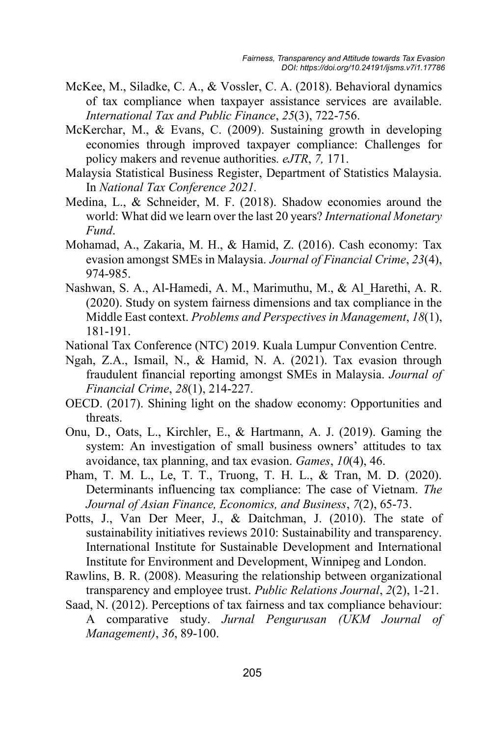McKee, M., Siladke, C. A., & Vossler, C. A. (2018). Behavioral dynamics of tax compliance when taxpayer assistance services are available. *International Tax and Public Finance*, *25*(3), 722-756.

McKerchar, M., & Evans, C. (2009). Sustaining growth in developing economies through improved taxpayer compliance: Challenges for policy makers and revenue authorities. *eJTR*, *7,* 171.

Malaysia Statistical Business Register, Department of Statistics Malaysia. In *National Tax Conference 2021.*

Medina, L., & Schneider, M. F. (2018). Shadow economies around the world: What did we learn over the last 20 years? *International Monetary Fund*.

Mohamad, A., Zakaria, M. H., & Hamid, Z. (2016). Cash economy: Tax evasion amongst SMEs in Malaysia. *Journal of Financial Crime*, *23*(4), 974-985.

Nashwan, S. A., Al-Hamedi, A. M., Marimuthu, M., & Al_Harethi, A. R. (2020). Study on system fairness dimensions and tax compliance in the Middle East context. *Problems and Perspectives in Management*, *18*(1), 181-191.

National Tax Conference (NTC) 2019. Kuala Lumpur Convention Centre.

Ngah, Z.A., Ismail, N., & Hamid, N. A. (2021). Tax evasion through fraudulent financial reporting amongst SMEs in Malaysia. *Journal of Financial Crime*, *28*(1), 214-227.

OECD. (2017). Shining light on the shadow economy: Opportunities and threats.

Onu, D., Oats, L., Kirchler, E., & Hartmann, A. J. (2019). Gaming the system: An investigation of small business owners' attitudes to tax avoidance, tax planning, and tax evasion. *Games*, *10*(4), 46.

Pham, T. M. L., Le, T. T., Truong, T. H. L., & Tran, M. D. (2020). Determinants influencing tax compliance: The case of Vietnam. *The Journal of Asian Finance, Economics, and Business*, *7*(2), 65-73.

Potts, J., Van Der Meer, J., & Daitchman, J. (2010). The state of sustainability initiatives reviews 2010: Sustainability and transparency. International Institute for Sustainable Development and International Institute for Environment and Development, Winnipeg and London.

Rawlins, B. R. (2008). Measuring the relationship between organizational transparency and employee trust. *Public Relations Journal*, *2*(2), 1-21.

Saad, N. (2012). Perceptions of tax fairness and tax compliance behaviour: A comparative study. *Jurnal Pengurusan (UKM Journal of Management)*, *36*, 89-100.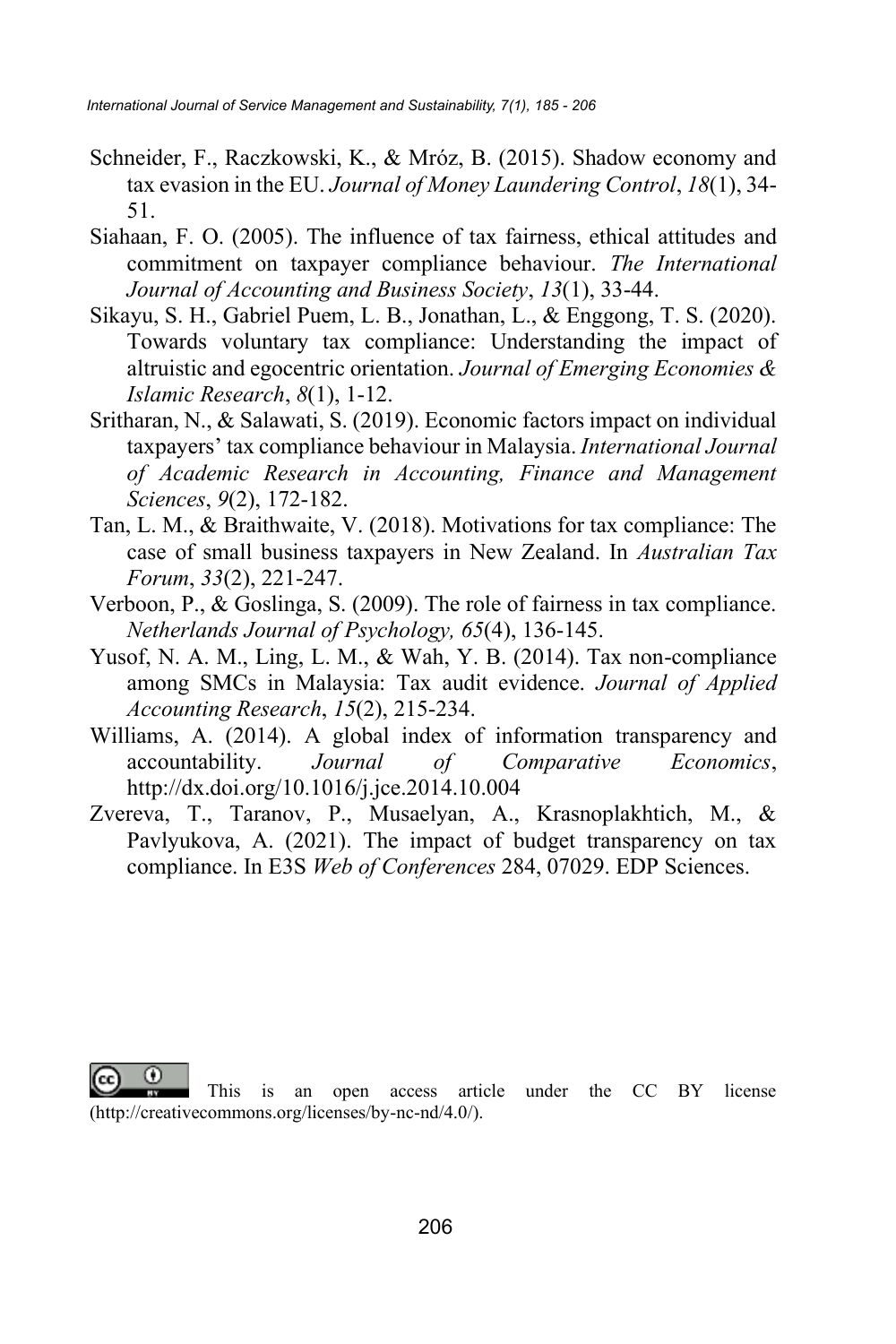Schneider, F., Raczkowski, K., & Mróz, B. (2015). Shadow economy and tax evasion in the EU. *Journal of Money Laundering Control*, *18*(1), 34-51.

Siahaan, F. O. (2005). The influence of tax fairness, ethical attitudes and commitment on taxpayer compliance behaviour. *The International Journal of Accounting and Business Society*, *13*(1), 33-44.

Sikayu, S. H., Gabriel Puem, L. B., Jonathan, L., & Enggong, T. S. (2020). Towards voluntary tax compliance: Understanding the impact of altruistic and egocentric orientation. *Journal of Emerging Economies & Islamic Research*, *8*(1), 1-12.

Sritharan, N., & Salawati, S. (2019). Economic factors impact on individual taxpayers' tax compliance behaviour in Malaysia. *International Journal of Academic Research in Accounting, Finance and Management Sciences*, *9*(2), 172-182.

Tan, L. M., & Braithwaite, V. (2018). Motivations for tax compliance: The case of small business taxpayers in New Zealand. In *Australian Tax Forum*, *33*(2), 221-247.

Verboon, P., & Goslinga, S. (2009). The role of fairness in tax compliance. *Netherlands Journal of Psychology, 65*(4), 136-145.

Yusof, N. A. M., Ling, L. M., & Wah, Y. B. (2014). Tax non-compliance among SMCs in Malaysia: Tax audit evidence. *Journal of Applied Accounting Research*, *15*(2), 215-234.

Williams, A. (2014). A global index of information transparency and accountability. *Journal of Comparative Economics*, http://dx.doi.org/10.1016/j.jce.2014.10.004

Zvereva, T., Taranov, P., Musaelyan, A., Krasnoplakhtich, M., & Pavlyukova, A. (2021). The impact of budget transparency on tax compliance. In E3S *Web of Conferences* 284, 07029. EDP Sciences.

This is an open access article under the CC BY license (http://creativecommons.org/licenses/by-nc-nd/4.0/).